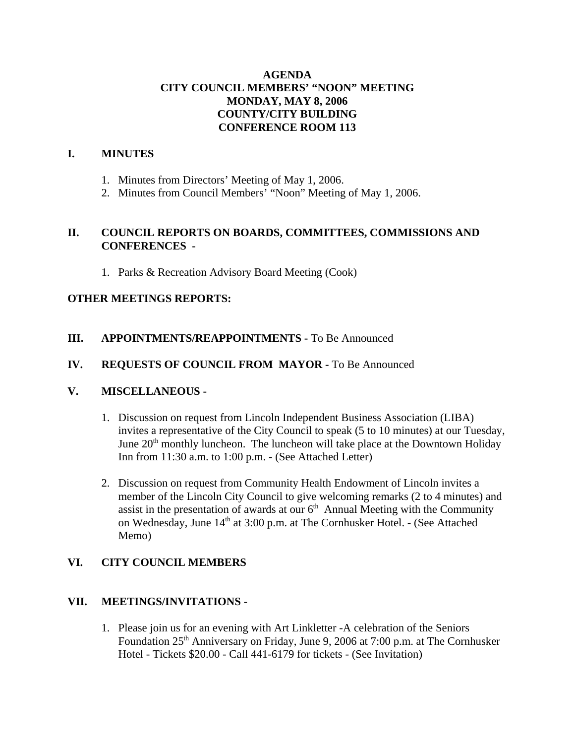# AGENDA
## CITY COUNCIL MEMBERS' "NOON" MEETING
## MONDAY, MAY 8, 2006
## COUNTY/CITY BUILDING
## CONFERENCE ROOM 113

## I. MINUTES

1. Minutes from Directors' Meeting of May 1, 2006.
2. Minutes from Council Members' "Noon" Meeting of May 1, 2006.

## II. COUNCIL REPORTS ON BOARDS, COMMITTEES, COMMISSIONS AND CONFERENCES -

1. Parks & Recreation Advisory Board Meeting (Cook)

**OTHER MEETINGS REPORTS:**

## III. APPOINTMENTS/REAPPOINTMENTS - To Be Announced

## IV. REQUESTS OF COUNCIL FROM MAYOR - To Be Announced

## V. MISCELLANEOUS -

1. Discussion on request from Lincoln Independent Business Association (LIBA) invites a representative of the City Council to speak (5 to 10 minutes) at our Tuesday, June 20th monthly luncheon. The luncheon will take place at the Downtown Holiday Inn from 11:30 a.m. to 1:00 p.m. - (See Attached Letter)

2. Discussion on request from Community Health Endowment of Lincoln invites a member of the Lincoln City Council to give welcoming remarks (2 to 4 minutes) and assist in the presentation of awards at our 6th Annual Meeting with the Community on Wednesday, June 14th at 3:00 p.m. at The Cornhusker Hotel. - (See Attached Memo)

## VI. CITY COUNCIL MEMBERS

## VII. MEETINGS/INVITATIONS -

1. Please join us for an evening with Art Linkletter -A celebration of the Seniors Foundation 25th Anniversary on Friday, June 9, 2006 at 7:00 p.m. at The Cornhusker Hotel - Tickets $20.00 - Call 441-6179 for tickets - (See Invitation)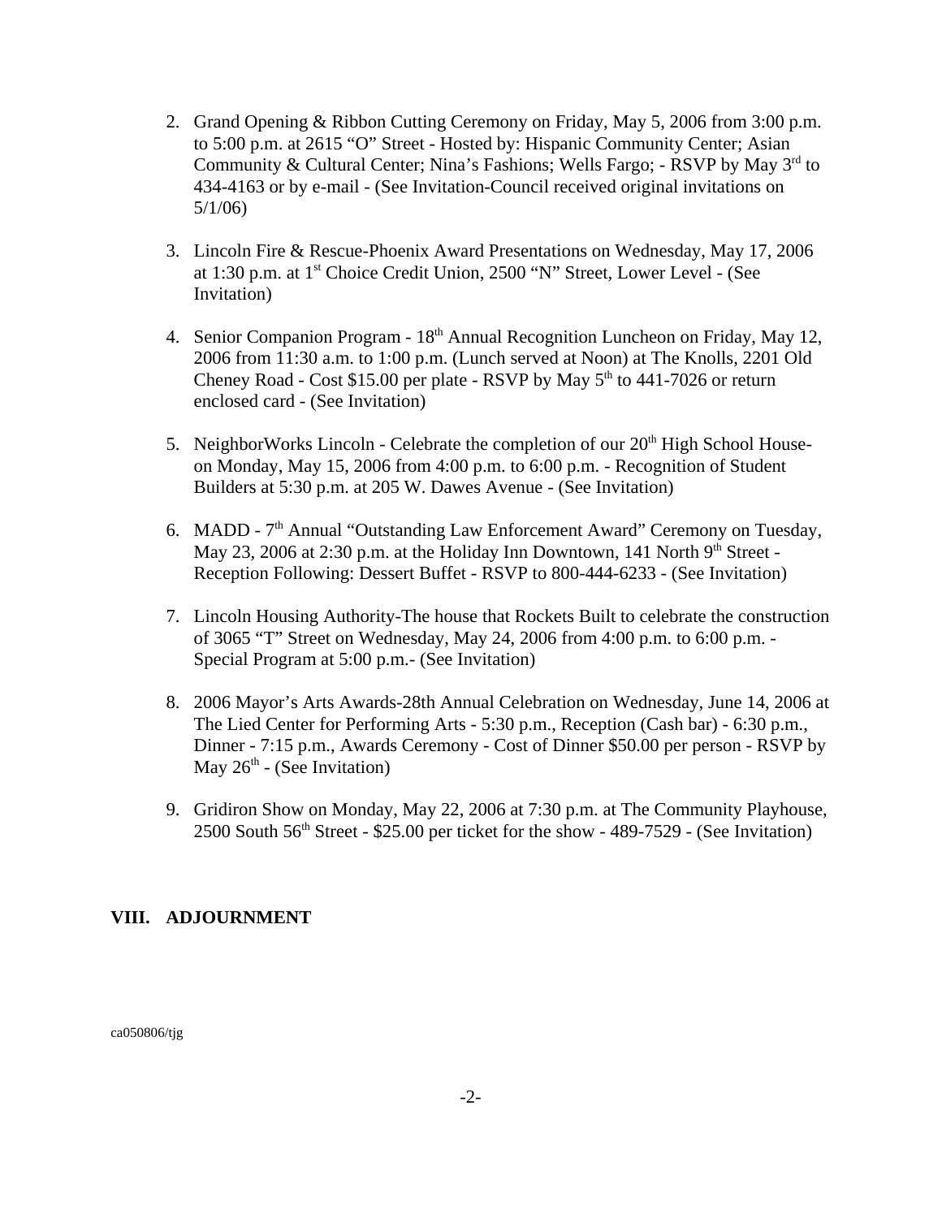2. Grand Opening & Ribbon Cutting Ceremony on Friday, May 5, 2006 from 3:00 p.m. to 5:00 p.m. at 2615 "O" Street - Hosted by: Hispanic Community Center; Asian Community & Cultural Center; Nina's Fashions; Wells Fargo; - RSVP by May 3rd to 434-4163 or by e-mail - (See Invitation-Council received original invitations on 5/1/06)

3. Lincoln Fire & Rescue-Phoenix Award Presentations on Wednesday, May 17, 2006 at 1:30 p.m. at 1st Choice Credit Union, 2500 "N" Street, Lower Level - (See Invitation)

4. Senior Companion Program - 18th Annual Recognition Luncheon on Friday, May 12, 2006 from 11:30 a.m. to 1:00 p.m. (Lunch served at Noon) at The Knolls, 2201 Old Cheney Road - Cost $15.00 per plate - RSVP by May 5th to 441-7026 or return enclosed card - (See Invitation)

5. NeighborWorks Lincoln - Celebrate the completion of our 20th High School House- on Monday, May 15, 2006 from 4:00 p.m. to 6:00 p.m. - Recognition of Student Builders at 5:30 p.m. at 205 W. Dawes Avenue - (See Invitation)

6. MADD - 7th Annual "Outstanding Law Enforcement Award" Ceremony on Tuesday, May 23, 2006 at 2:30 p.m. at the Holiday Inn Downtown, 141 North 9th Street - Reception Following: Dessert Buffet - RSVP to 800-444-6233 - (See Invitation)

7. Lincoln Housing Authority-The house that Rockets Built to celebrate the construction of 3065 "T" Street on Wednesday, May 24, 2006 from 4:00 p.m. to 6:00 p.m. - Special Program at 5:00 p.m.- (See Invitation)

8. 2006 Mayor's Arts Awards-28th Annual Celebration on Wednesday, June 14, 2006 at The Lied Center for Performing Arts - 5:30 p.m., Reception (Cash bar) - 6:30 p.m., Dinner - 7:15 p.m., Awards Ceremony - Cost of Dinner $50.00 per person - RSVP by May 26th - (See Invitation)

9. Gridiron Show on Monday, May 22, 2006 at 7:30 p.m. at The Community Playhouse, 2500 South 56th Street - $25.00 per ticket for the show - 489-7529 - (See Invitation)

## VIII. ADJOURNMENT

ca050806/tjg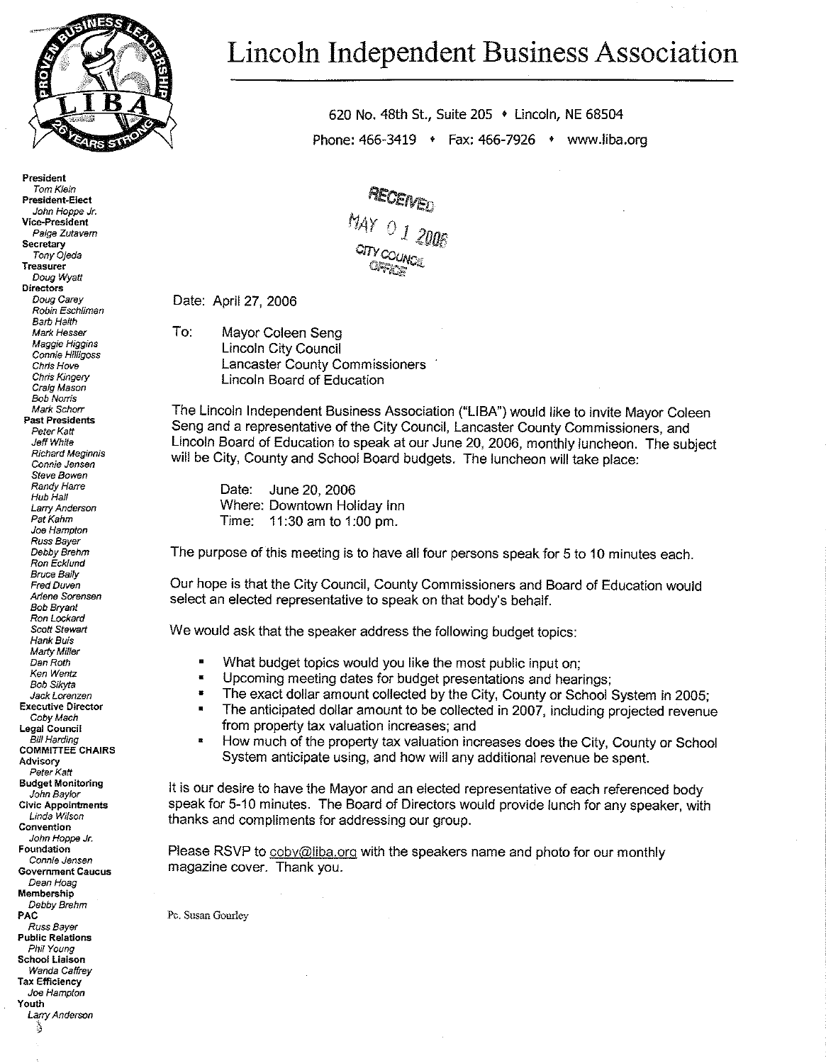# Lincoln Independent Business Association

620 No. 48th St., Suite 205 • Lincoln, NE 68504
Phone: 466-3419 • Fax: 466-7926 • www.liba.org

**President**
*Tom Klein*
**President-Elect**
*John Hoppe Jr.*
**Vice-President**
*Paige Zutavern*
**Secretary**
*Tony Ojeda*
**Treasurer**
*Doug Wyatt*
**Directors**
*Doug Carey*
*Robin Eschliman*
*Barb Haith*
*Mark Hesser*
*Maggie Higgins*
*Connie Hilligoss*
*Chris Hove*
*Chris Kingery*
*Craig Mason*
*Bob Norris*
*Mark Schorr*
**Past Presidents**
*Peter Katt*
*Jeff White*
*Richard Meginnis*
*Connie Jensen*
*Steve Bowen*
*Randy Harre*
*Hub Hall*
*Larry Anderson*
*Pat Kahm*
*Joe Hampton*
*Russ Bayer*
*Debby Brehm*
*Ron Ecklund*
*Bruce Baily*
*Fred Duven*
*Arlene Sorensen*
*Bob Bryant*
*Ron Lockard*
*Scott Stewart*
*Hank Buis*
*Marty Miller*
*Dan Roth*
*Ken Wentz*
*Bob Sikyta*
*Jack Lorenzen*
**Executive Director**
*Coby Mach*
**Legal Council**
*Bill Harding*
**COMMITTEE CHAIRS**
**Advisory**
*Peter Katt*
**Budget Monitoring**
*John Baylor*
**Civic Appointments**
*Linda Wilson*
**Convention**
*John Hoppe Jr.*
**Foundation**
*Connie Jensen*
**Government Caucus**
*Dean Hoag*
**Membership**
*Debby Brehm*
**PAC**
*Russ Bayer*
**Public Relations**
*Phil Young*
**School Liaison**
*Wanda Caffrey*
**Tax Efficiency**
*Joe Hampton*
**Youth**
*Larry Anderson*

RECEIVED
MAY 01 2006
CITY COUNCIL OFFICE

Date: April 27, 2006

To: Mayor Coleen Seng
Lincoln City Council
Lancaster County Commissioners
Lincoln Board of Education

The Lincoln Independent Business Association ("LIBA") would like to invite Mayor Coleen Seng and a representative of the City Council, Lancaster County Commissioners, and Lincoln Board of Education to speak at our June 20, 2006, monthly luncheon. The subject will be City, County and School Board budgets. The luncheon will take place:

Date: June 20, 2006
Where: Downtown Holiday Inn
Time: 11:30 am to 1:00 pm.

The purpose of this meeting is to have all four persons speak for 5 to 10 minutes each.

Our hope is that the City Council, County Commissioners and Board of Education would select an elected representative to speak on that body's behalf.

We would ask that the speaker address the following budget topics:

- What budget topics would you like the most public input on;
- Upcoming meeting dates for budget presentations and hearings;
- The exact dollar amount collected by the City, County or School System in 2005;
- The anticipated dollar amount to be collected in 2007, including projected revenue from property tax valuation increases; and
- How much of the property tax valuation increases does the City, County or School System anticipate using, and how will any additional revenue be spent.

It is our desire to have the Mayor and an elected representative of each referenced body speak for 5-10 minutes. The Board of Directors would provide lunch for any speaker, with thanks and compliments for addressing our group.

Please RSVP to coby@liba.org with the speakers name and photo for our monthly magazine cover. Thank you.

Pc. Susan Gourley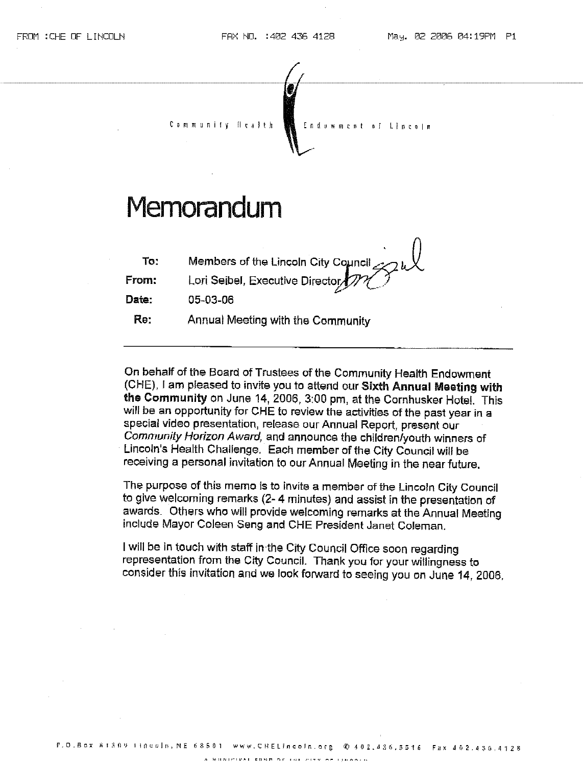Community Health Endowment of Lincoln

# Memorandum

**To:** Members of the Lincoln City Council

**From:** Lori Seibel, Executive Director

**Date:** 05-03-06

**Re:** Annual Meeting with the Community

---

On behalf of the Board of Trustees of the Community Health Endowment (CHE), I am pleased to invite you to attend our **Sixth Annual Meeting with the Community** on June 14, 2006, 3:00 pm, at the Cornhusker Hotel. This will be an opportunity for CHE to review the activities of the past year in a special video presentation, release our Annual Report, present our *Community Horizon Award,* and announce the children/youth winners of Lincoln's Health Challenge. Each member of the City Council will be receiving a personal invitation to our Annual Meeting in the near future.

The purpose of this memo is to invite a member of the Lincoln City Council to give welcoming remarks (2- 4 minutes) and assist in the presentation of awards. Others who will provide welcoming remarks at the Annual Meeting include Mayor Coleen Seng and CHE President Janet Coleman.

I will be in touch with staff in the City Council Office soon regarding representation from the City Council. Thank you for your willingness to consider this invitation and we look forward to seeing you on June 14, 2006.

P.O. Box 81309 Lincoln, NE 68501 www.CHELincoln.org ✆ 402.436.5516 Fax 402.436.4128

A MUNICIPAL FUND OF THE CITY OF LINCOLN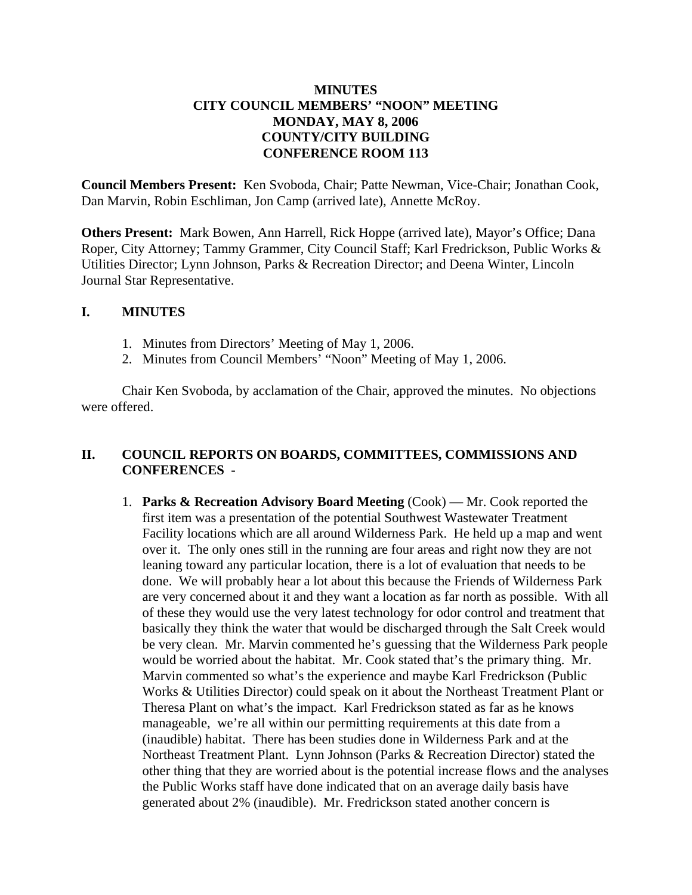**MINUTES**
**CITY COUNCIL MEMBERS' "NOON" MEETING**
**MONDAY, MAY 8, 2006**
**COUNTY/CITY BUILDING**
**CONFERENCE ROOM 113**

**Council Members Present:** Ken Svoboda, Chair; Patte Newman, Vice-Chair; Jonathan Cook, Dan Marvin, Robin Eschliman, Jon Camp (arrived late), Annette McRoy.

**Others Present:** Mark Bowen, Ann Harrell, Rick Hoppe (arrived late), Mayor's Office; Dana Roper, City Attorney; Tammy Grammer, City Council Staff; Karl Fredrickson, Public Works & Utilities Director; Lynn Johnson, Parks & Recreation Director; and Deena Winter, Lincoln Journal Star Representative.

## I. MINUTES

1. Minutes from Directors' Meeting of May 1, 2006.
2. Minutes from Council Members' "Noon" Meeting of May 1, 2006.

Chair Ken Svoboda, by acclamation of the Chair, approved the minutes. No objections were offered.

## II. COUNCIL REPORTS ON BOARDS, COMMITTEES, COMMISSIONS AND CONFERENCES -

1. **Parks & Recreation Advisory Board Meeting** (Cook) — Mr. Cook reported the first item was a presentation of the potential Southwest Wastewater Treatment Facility locations which are all around Wilderness Park. He held up a map and went over it. The only ones still in the running are four areas and right now they are not leaning toward any particular location, there is a lot of evaluation that needs to be done. We will probably hear a lot about this because the Friends of Wilderness Park are very concerned about it and they want a location as far north as possible. With all of these they would use the very latest technology for odor control and treatment that basically they think the water that would be discharged through the Salt Creek would be very clean. Mr. Marvin commented he's guessing that the Wilderness Park people would be worried about the habitat. Mr. Cook stated that's the primary thing. Mr. Marvin commented so what's the experience and maybe Karl Fredrickson (Public Works & Utilities Director) could speak on it about the Northeast Treatment Plant or Theresa Plant on what's the impact. Karl Fredrickson stated as far as he knows manageable, we're all within our permitting requirements at this date from a (inaudible) habitat. There has been studies done in Wilderness Park and at the Northeast Treatment Plant. Lynn Johnson (Parks & Recreation Director) stated the other thing that they are worried about is the potential increase flows and the analyses the Public Works staff have done indicated that on an average daily basis have generated about 2% (inaudible). Mr. Fredrickson stated another concern is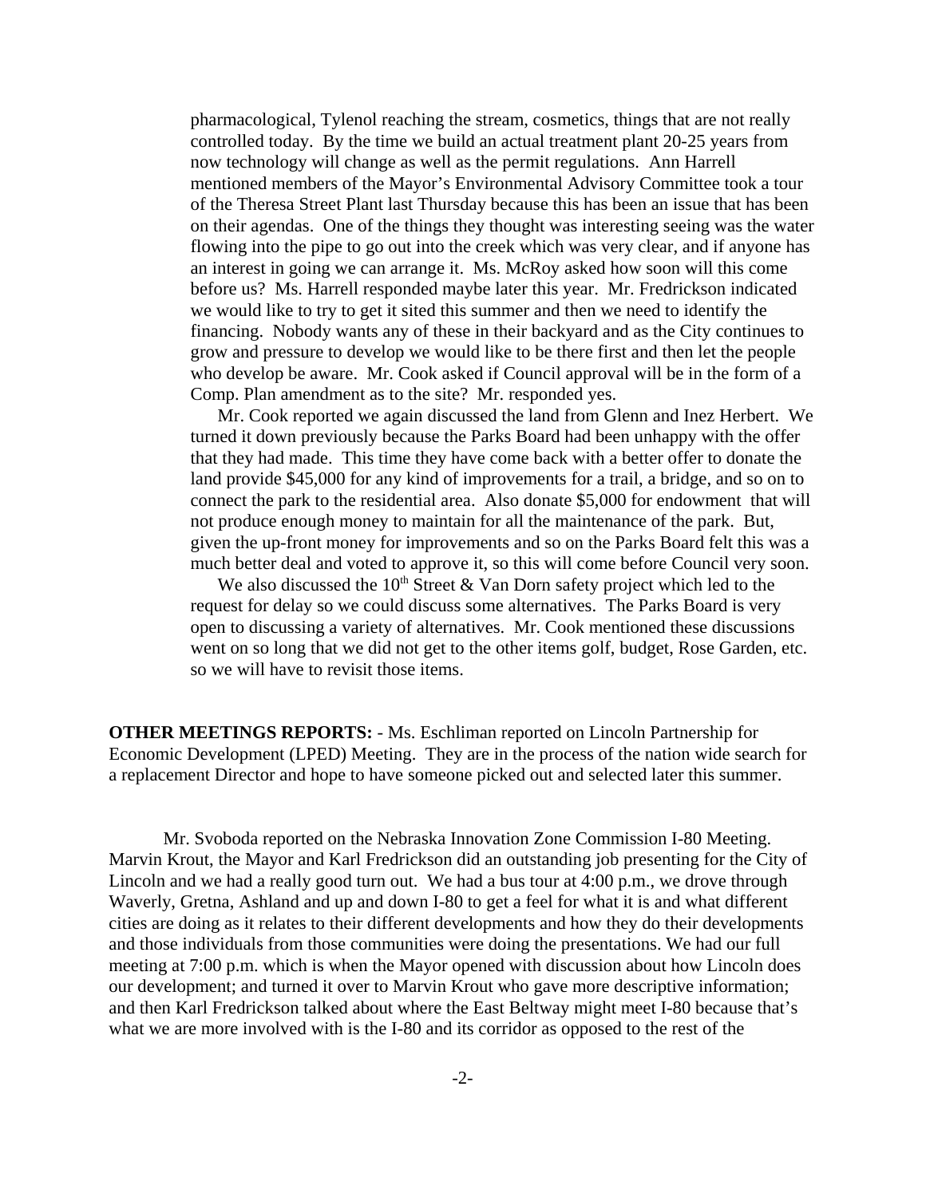pharmacological, Tylenol reaching the stream, cosmetics, things that are not really controlled today. By the time we build an actual treatment plant 20-25 years from now technology will change as well as the permit regulations. Ann Harrell mentioned members of the Mayor's Environmental Advisory Committee took a tour of the Theresa Street Plant last Thursday because this has been an issue that has been on their agendas. One of the things they thought was interesting seeing was the water flowing into the pipe to go out into the creek which was very clear, and if anyone has an interest in going we can arrange it. Ms. McRoy asked how soon will this come before us? Ms. Harrell responded maybe later this year. Mr. Fredrickson indicated we would like to try to get it sited this summer and then we need to identify the financing. Nobody wants any of these in their backyard and as the City continues to grow and pressure to develop we would like to be there first and then let the people who develop be aware. Mr. Cook asked if Council approval will be in the form of a Comp. Plan amendment as to the site? Mr. responded yes.

Mr. Cook reported we again discussed the land from Glenn and Inez Herbert. We turned it down previously because the Parks Board had been unhappy with the offer that they had made. This time they have come back with a better offer to donate the land provide $45,000 for any kind of improvements for a trail, a bridge, and so on to connect the park to the residential area. Also donate $5,000 for endowment that will not produce enough money to maintain for all the maintenance of the park. But, given the up-front money for improvements and so on the Parks Board felt this was a much better deal and voted to approve it, so this will come before Council very soon.

We also discussed the 10th Street & Van Dorn safety project which led to the request for delay so we could discuss some alternatives. The Parks Board is very open to discussing a variety of alternatives. Mr. Cook mentioned these discussions went on so long that we did not get to the other items golf, budget, Rose Garden, etc. so we will have to revisit those items.

**OTHER MEETINGS REPORTS:** - Ms. Eschliman reported on Lincoln Partnership for Economic Development (LPED) Meeting. They are in the process of the nation wide search for a replacement Director and hope to have someone picked out and selected later this summer.

Mr. Svoboda reported on the Nebraska Innovation Zone Commission I-80 Meeting. Marvin Krout, the Mayor and Karl Fredrickson did an outstanding job presenting for the City of Lincoln and we had a really good turn out. We had a bus tour at 4:00 p.m., we drove through Waverly, Gretna, Ashland and up and down I-80 to get a feel for what it is and what different cities are doing as it relates to their different developments and how they do their developments and those individuals from those communities were doing the presentations. We had our full meeting at 7:00 p.m. which is when the Mayor opened with discussion about how Lincoln does our development; and turned it over to Marvin Krout who gave more descriptive information; and then Karl Fredrickson talked about where the East Beltway might meet I-80 because that's what we are more involved with is the I-80 and its corridor as opposed to the rest of the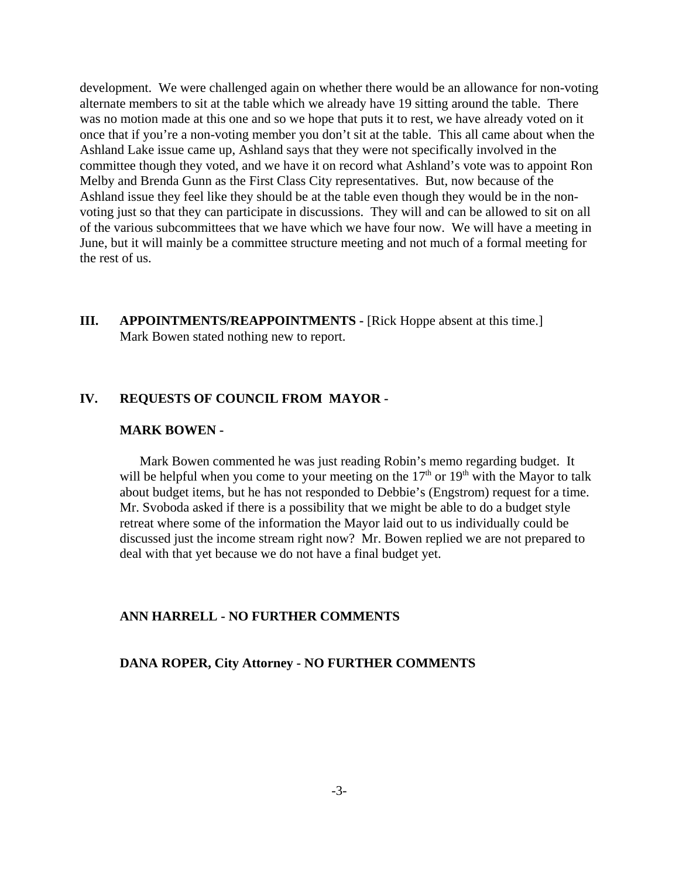development. We were challenged again on whether there would be an allowance for non-voting alternate members to sit at the table which we already have 19 sitting around the table. There was no motion made at this one and so we hope that puts it to rest, we have already voted on it once that if you're a non-voting member you don't sit at the table. This all came about when the Ashland Lake issue came up, Ashland says that they were not specifically involved in the committee though they voted, and we have it on record what Ashland's vote was to appoint Ron Melby and Brenda Gunn as the First Class City representatives. But, now because of the Ashland issue they feel like they should be at the table even though they would be in the non-voting just so that they can participate in discussions. They will and can be allowed to sit on all of the various subcommittees that we have which we have four now. We will have a meeting in June, but it will mainly be a committee structure meeting and not much of a formal meeting for the rest of us.

**III. APPOINTMENTS/REAPPOINTMENTS -** [Rick Hoppe absent at this time.]
Mark Bowen stated nothing new to report.

**IV. REQUESTS OF COUNCIL FROM MAYOR -**

**MARK BOWEN -**

Mark Bowen commented he was just reading Robin's memo regarding budget. It will be helpful when you come to your meeting on the 17th or 19th with the Mayor to talk about budget items, but he has not responded to Debbie's (Engstrom) request for a time. Mr. Svoboda asked if there is a possibility that we might be able to do a budget style retreat where some of the information the Mayor laid out to us individually could be discussed just the income stream right now? Mr. Bowen replied we are not prepared to deal with that yet because we do not have a final budget yet.

**ANN HARRELL - NO FURTHER COMMENTS**

**DANA ROPER, City Attorney - NO FURTHER COMMENTS**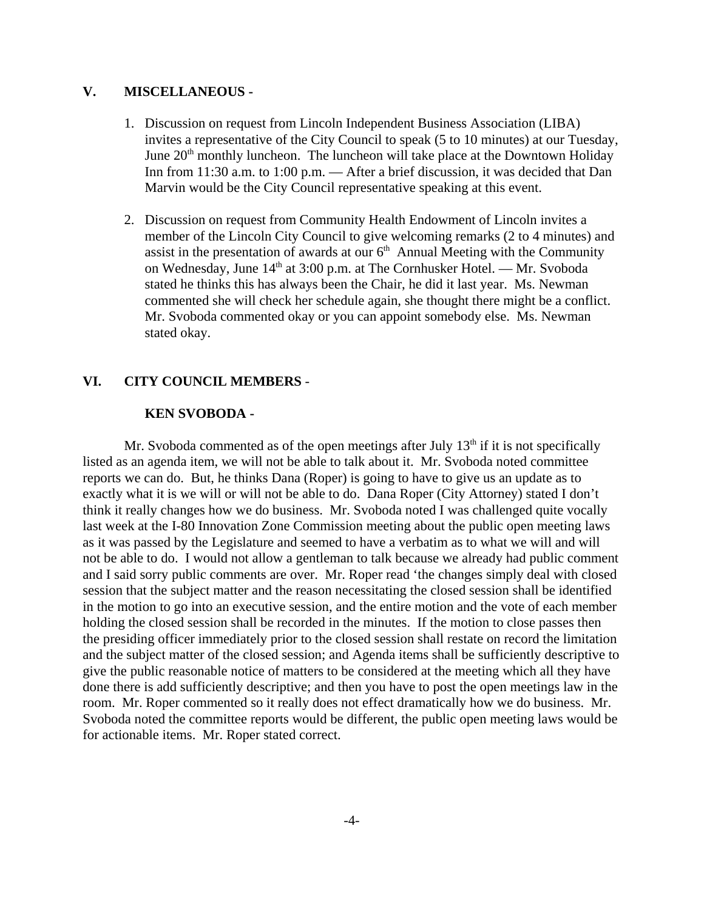## V. MISCELLANEOUS -

1. Discussion on request from Lincoln Independent Business Association (LIBA) invites a representative of the City Council to speak (5 to 10 minutes) at our Tuesday, June 20th monthly luncheon. The luncheon will take place at the Downtown Holiday Inn from 11:30 a.m. to 1:00 p.m. — After a brief discussion, it was decided that Dan Marvin would be the City Council representative speaking at this event.

2. Discussion on request from Community Health Endowment of Lincoln invites a member of the Lincoln City Council to give welcoming remarks (2 to 4 minutes) and assist in the presentation of awards at our 6th Annual Meeting with the Community on Wednesday, June 14th at 3:00 p.m. at The Cornhusker Hotel. — Mr. Svoboda stated he thinks this has always been the Chair, he did it last year. Ms. Newman commented she will check her schedule again, she thought there might be a conflict. Mr. Svoboda commented okay or you can appoint somebody else. Ms. Newman stated okay.

## VI. CITY COUNCIL MEMBERS -

### KEN SVOBODA -

Mr. Svoboda commented as of the open meetings after July 13th if it is not specifically listed as an agenda item, we will not be able to talk about it. Mr. Svoboda noted committee reports we can do. But, he thinks Dana (Roper) is going to have to give us an update as to exactly what it is we will or will not be able to do. Dana Roper (City Attorney) stated I don't think it really changes how we do business. Mr. Svoboda noted I was challenged quite vocally last week at the I-80 Innovation Zone Commission meeting about the public open meeting laws as it was passed by the Legislature and seemed to have a verbatim as to what we will and will not be able to do. I would not allow a gentleman to talk because we already had public comment and I said sorry public comments are over. Mr. Roper read 'the changes simply deal with closed session that the subject matter and the reason necessitating the closed session shall be identified in the motion to go into an executive session, and the entire motion and the vote of each member holding the closed session shall be recorded in the minutes. If the motion to close passes then the presiding officer immediately prior to the closed session shall restate on record the limitation and the subject matter of the closed session; and Agenda items shall be sufficiently descriptive to give the public reasonable notice of matters to be considered at the meeting which all they have done there is add sufficiently descriptive; and then you have to post the open meetings law in the room. Mr. Roper commented so it really does not effect dramatically how we do business. Mr. Svoboda noted the committee reports would be different, the public open meeting laws would be for actionable items. Mr. Roper stated correct.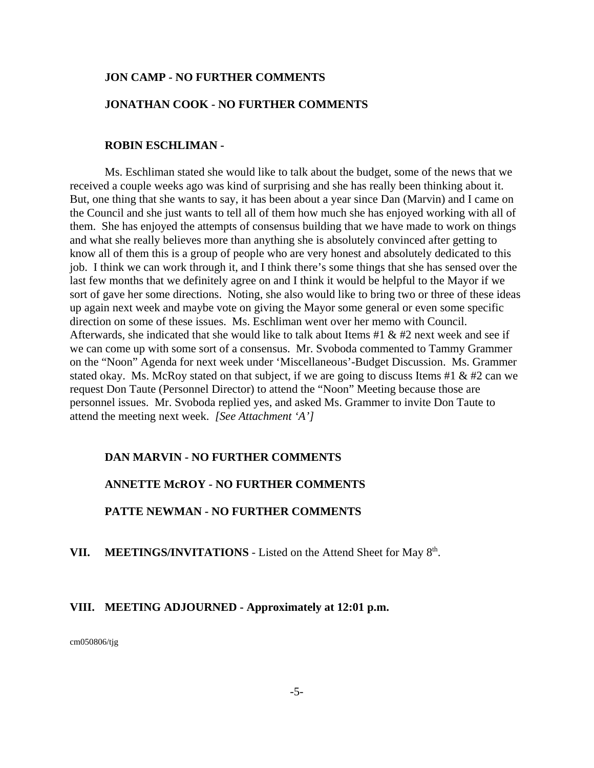**JON CAMP - NO FURTHER COMMENTS**

**JONATHAN COOK - NO FURTHER COMMENTS**

**ROBIN ESCHLIMAN -**

Ms. Eschliman stated she would like to talk about the budget, some of the news that we received a couple weeks ago was kind of surprising and she has really been thinking about it. But, one thing that she wants to say, it has been about a year since Dan (Marvin) and I came on the Council and she just wants to tell all of them how much she has enjoyed working with all of them. She has enjoyed the attempts of consensus building that we have made to work on things and what she really believes more than anything she is absolutely convinced after getting to know all of them this is a group of people who are very honest and absolutely dedicated to this job. I think we can work through it, and I think there's some things that she has sensed over the last few months that we definitely agree on and I think it would be helpful to the Mayor if we sort of gave her some directions. Noting, she also would like to bring two or three of these ideas up again next week and maybe vote on giving the Mayor some general or even some specific direction on some of these issues. Ms. Eschliman went over her memo with Council. Afterwards, she indicated that she would like to talk about Items #1 & #2 next week and see if we can come up with some sort of a consensus. Mr. Svoboda commented to Tammy Grammer on the "Noon" Agenda for next week under 'Miscellaneous'-Budget Discussion. Ms. Grammer stated okay. Ms. McRoy stated on that subject, if we are going to discuss Items #1 & #2 can we request Don Taute (Personnel Director) to attend the "Noon" Meeting because those are personnel issues. Mr. Svoboda replied yes, and asked Ms. Grammer to invite Don Taute to attend the meeting next week. *[See Attachment 'A']*

**DAN MARVIN - NO FURTHER COMMENTS**

**ANNETTE McROY - NO FURTHER COMMENTS**

**PATTE NEWMAN - NO FURTHER COMMENTS**

**VII. MEETINGS/INVITATIONS** - Listed on the Attend Sheet for May 8th.

**VIII. MEETING ADJOURNED - Approximately at 12:01 p.m.**

cm050806/tjg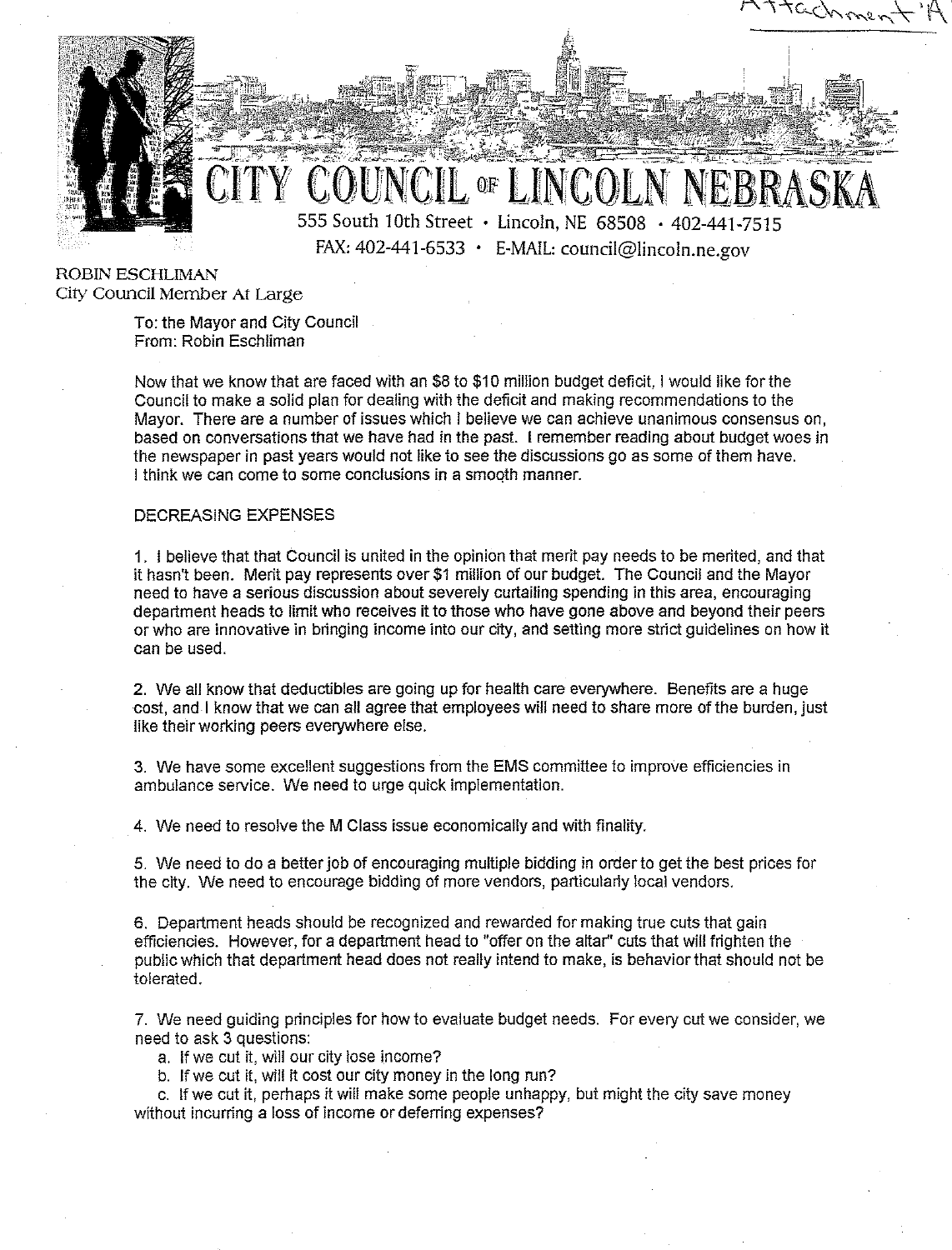Attachment 'A'

# CITY COUNCIL OF LINCOLN NEBRASKA

555 South 10th Street • Lincoln, NE 68508 • 402-441-7515
FAX: 402-441-6533 • E-MAIL: council@lincoln.ne.gov

ROBIN ESCHLIMAN
City Council Member At Large

To: the Mayor and City Council
From: Robin Eschliman

Now that we know that are faced with an $8 to $10 million budget deficit, I would like for the Council to make a solid plan for dealing with the deficit and making recommendations to the Mayor. There are a number of issues which I believe we can achieve unanimous consensus on, based on conversations that we have had in the past. I remember reading about budget woes in the newspaper in past years would not like to see the discussions go as some of them have. I think we can come to some conclusions in a smooth manner.

DECREASING EXPENSES

1. I believe that that Council is united in the opinion that merit pay needs to be merited, and that it hasn't been. Merit pay represents over $1 million of our budget. The Council and the Mayor need to have a serious discussion about severely curtailing spending in this area, encouraging department heads to limit who receives it to those who have gone above and beyond their peers or who are innovative in bringing income into our city, and setting more strict guidelines on how it can be used.

2. We all know that deductibles are going up for health care everywhere. Benefits are a huge cost, and I know that we can all agree that employees will need to share more of the burden, just like their working peers everywhere else.

3. We have some excellent suggestions from the EMS committee to improve efficiencies in ambulance service. We need to urge quick implementation.

4. We need to resolve the M Class issue economically and with finality.

5. We need to do a better job of encouraging multiple bidding in order to get the best prices for the city. We need to encourage bidding of more vendors, particularly local vendors.

6. Department heads should be recognized and rewarded for making true cuts that gain efficiencies. However, for a department head to "offer on the altar" cuts that will frighten the public which that department head does not really intend to make, is behavior that should not be tolerated.

7. We need guiding principles for how to evaluate budget needs. For every cut we consider, we need to ask 3 questions:
   a. If we cut it, will our city lose income?
   b. If we cut it, will it cost our city money in the long run?
   c. If we cut it, perhaps it will make some people unhappy, but might the city save money without incurring a loss of income or deferring expenses?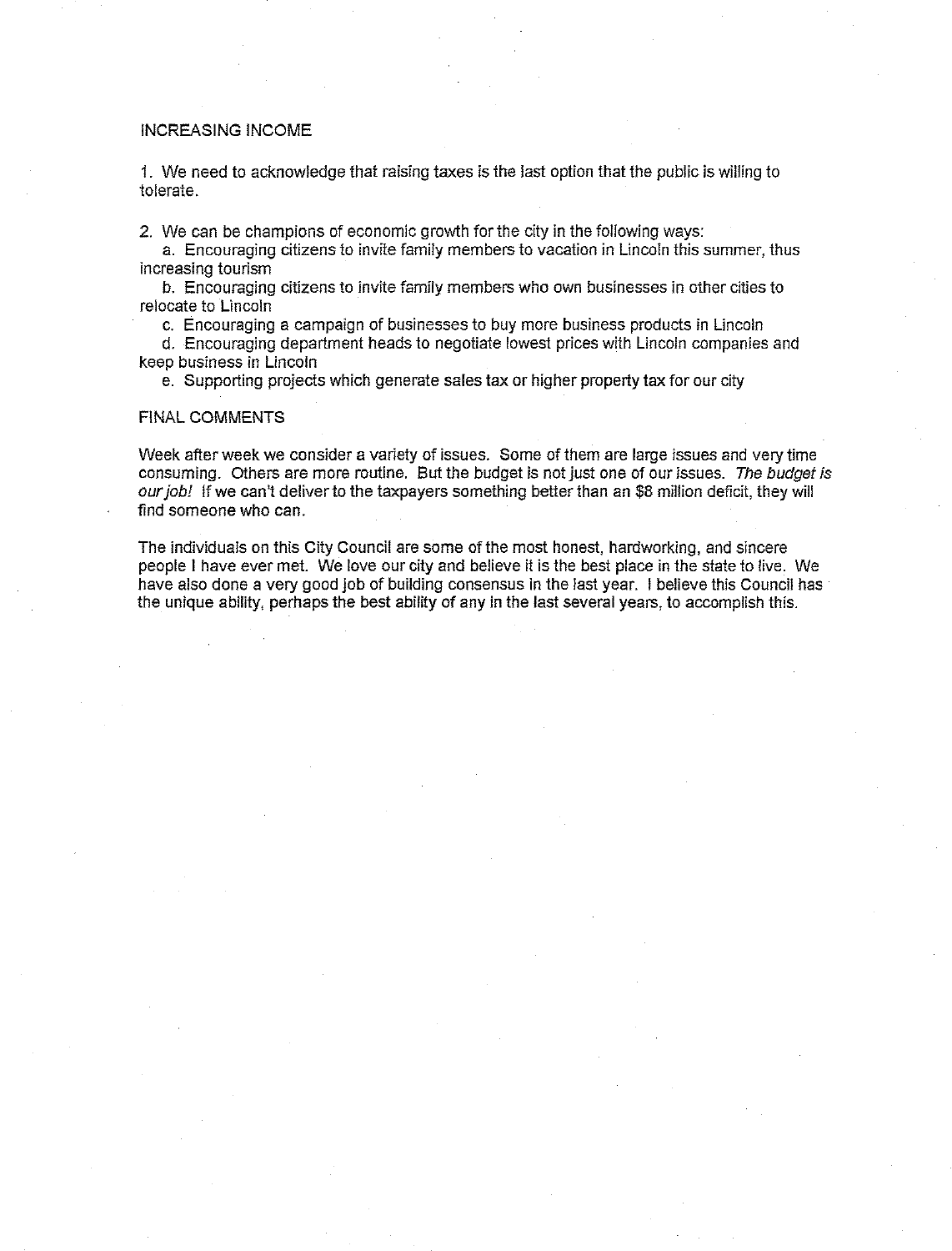## INCREASING INCOME

1. We need to acknowledge that raising taxes is the last option that the public is willing to tolerate.

2. We can be champions of economic growth for the city in the following ways:
   a. Encouraging citizens to invite family members to vacation in Lincoln this summer, thus increasing tourism
   b. Encouraging citizens to invite family members who own businesses in other cities to relocate to Lincoln
   c. Encouraging a campaign of businesses to buy more business products in Lincoln
   d. Encouraging department heads to negotiate lowest prices with Lincoln companies and keep business in Lincoln
   e. Supporting projects which generate sales tax or higher property tax for our city

## FINAL COMMENTS

Week after week we consider a variety of issues. Some of them are large issues and very time consuming. Others are more routine. But the budget is not just one of our issues. *The budget is our job!* If we can't deliver to the taxpayers something better than an $8 million deficit, they will find someone who can.

The individuals on this City Council are some of the most honest, hardworking, and sincere people I have ever met. We love our city and believe it is the best place in the state to live. We have also done a very good job of building consensus in the last year. I believe this Council has the unique ability, perhaps the best ability of any in the last several years, to accomplish this.